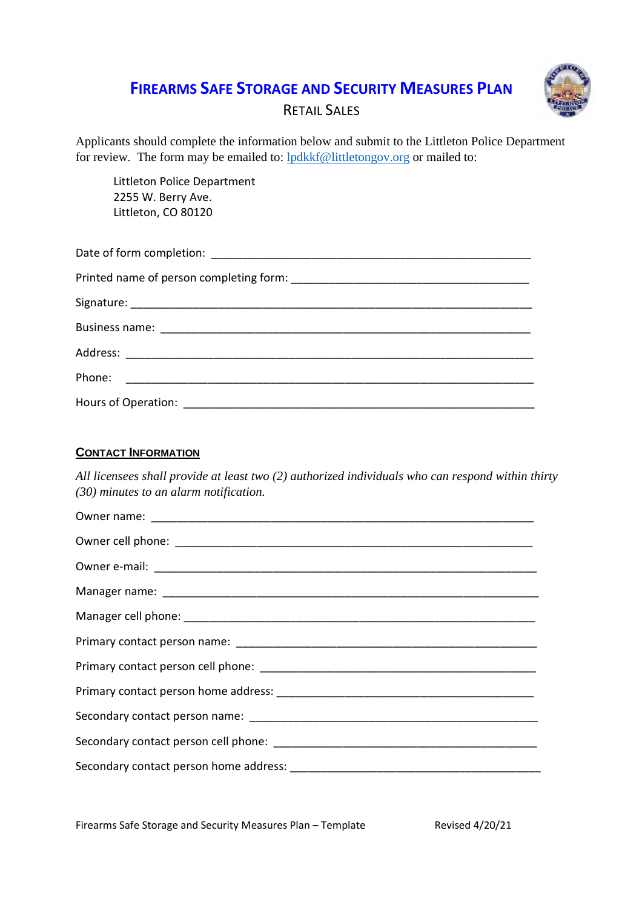# Firearms Safe Storage and Security Measures Plan

Retail Sales

Applicants should complete the information below and submit to the Littleton Police Department for review. The form may be emailed to: lpdkkf@littletongov.org or mailed to:

Littleton Police Department
2255 W. Berry Ave.
Littleton, CO 80120

Date of form completion: ____________________________________________________

Printed name of person completing form: ______________________________________

Signature: _________________________________________________________________

Business name: _____________________________________________________________

Address: ___________________________________________________________________

Phone: ____________________________________________________________________

Hours of Operation: _________________________________________________________

## Contact Information

*All licensees shall provide at least two (2) authorized individuals who can respond within thirty (30) minutes to an alarm notification.*

Owner name: _______________________________________________________________

Owner cell phone: ___________________________________________________________

Owner e-mail: ______________________________________________________________

Manager name: _____________________________________________________________

Manager cell phone: _________________________________________________________

Primary contact person name: _________________________________________________

Primary contact person cell phone: _____________________________________________

Primary contact person home address: __________________________________________

Secondary contact person name: _______________________________________________

Secondary contact person cell phone: ___________________________________________

Secondary contact person home address: ________________________________________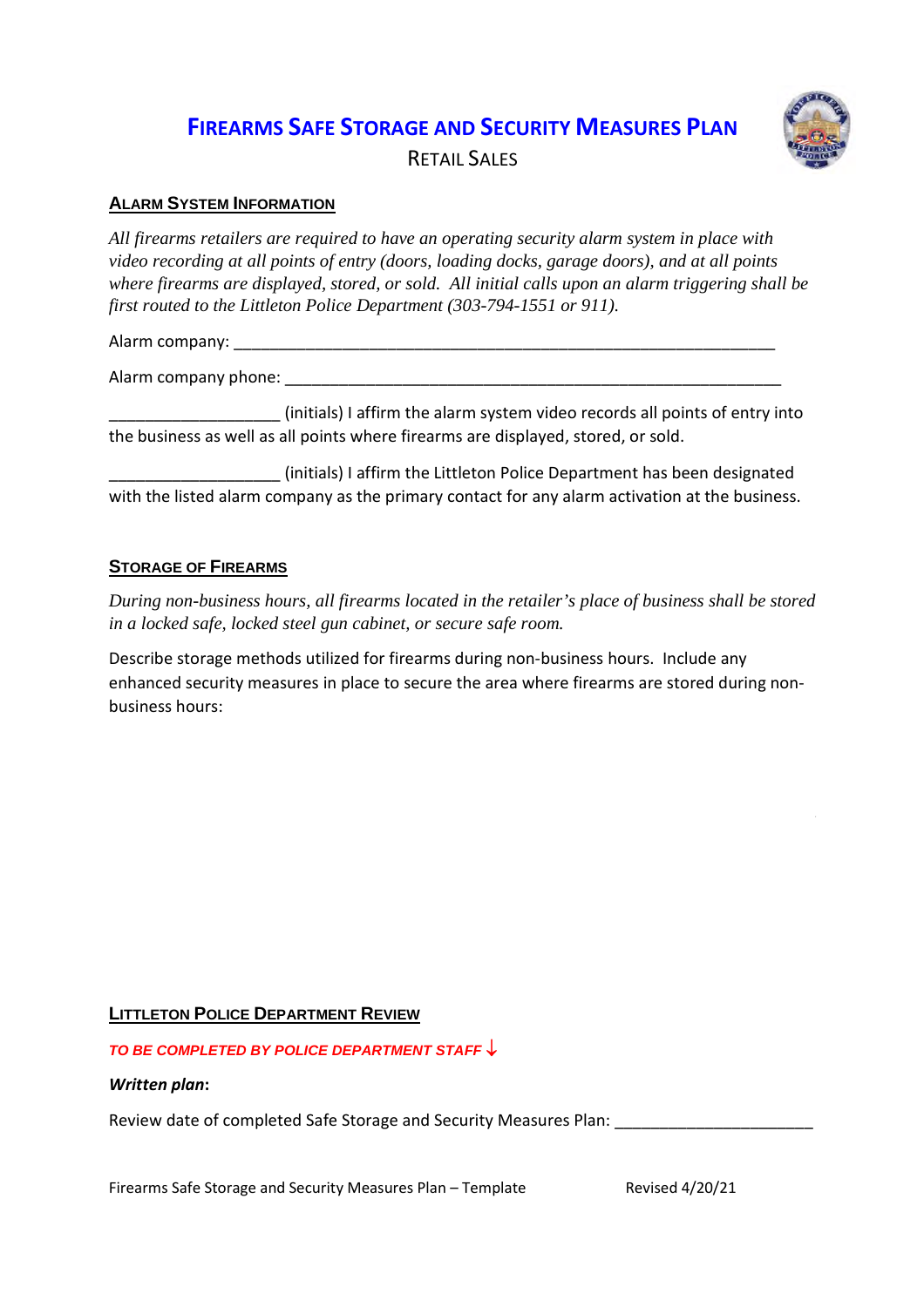# Firearms Safe Storage and Security Measures Plan

Retail Sales

## Alarm System Information

*All firearms retailers are required to have an operating security alarm system in place with video recording at all points of entry (doors, loading docks, garage doors), and at all points where firearms are displayed, stored, or sold. All initial calls upon an alarm triggering shall be first routed to the Littleton Police Department (303-794-1551 or 911).*

Alarm company: ___________________________________________________________

Alarm company phone: _______________________________________________________

__________________ (initials) I affirm the alarm system video records all points of entry into the business as well as all points where firearms are displayed, stored, or sold.

__________________ (initials) I affirm the Littleton Police Department has been designated with the listed alarm company as the primary contact for any alarm activation at the business.

## Storage of Firearms

*During non-business hours, all firearms located in the retailer's place of business shall be stored in a locked safe, locked steel gun cabinet, or secure safe room.*

Describe storage methods utilized for firearms during non-business hours. Include any enhanced security measures in place to secure the area where firearms are stored during non-business hours:

## Littleton Police Department Review

***TO BE COMPLETED BY POLICE DEPARTMENT STAFF ↓***

***Written plan*:**

Review date of completed Safe Storage and Security Measures Plan: _____________________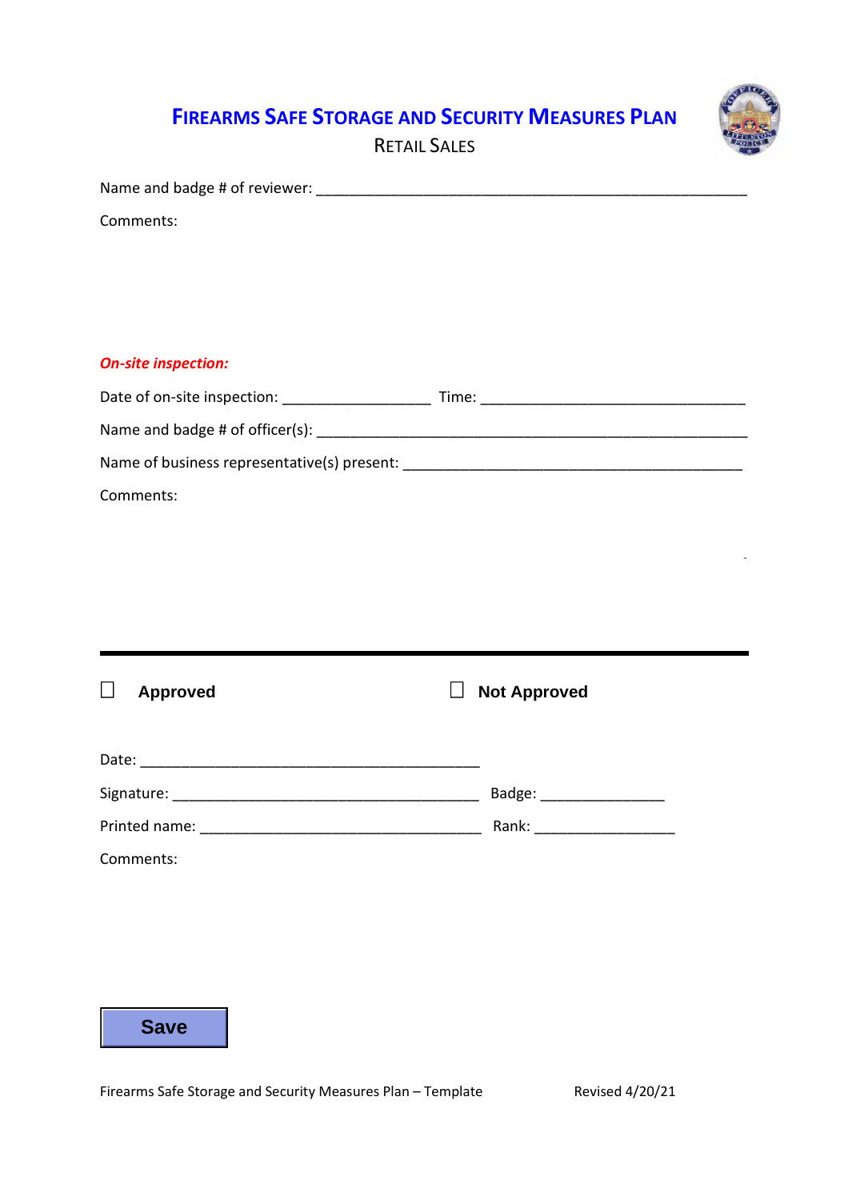# Firearms Safe Storage and Security Measures Plan

Retail Sales

Name and badge # of reviewer: ______________________________________________________

Comments:

***On-site inspection:***

Date of on-site inspection: __________________ Time: _________________________________

Name and badge # of officer(s): ______________________________________________________

Name of business representative(s) present: ___________________________________________

Comments:

---

☐ **Approved** ☐ **Not Approved**

Date: ___________________________________________

Signature: _______________________________________ Badge: _______________

Printed name: ____________________________________ Rank: _________________

Comments:

**Save**

Firearms Safe Storage and Security Measures Plan – Template Revised 4/20/21